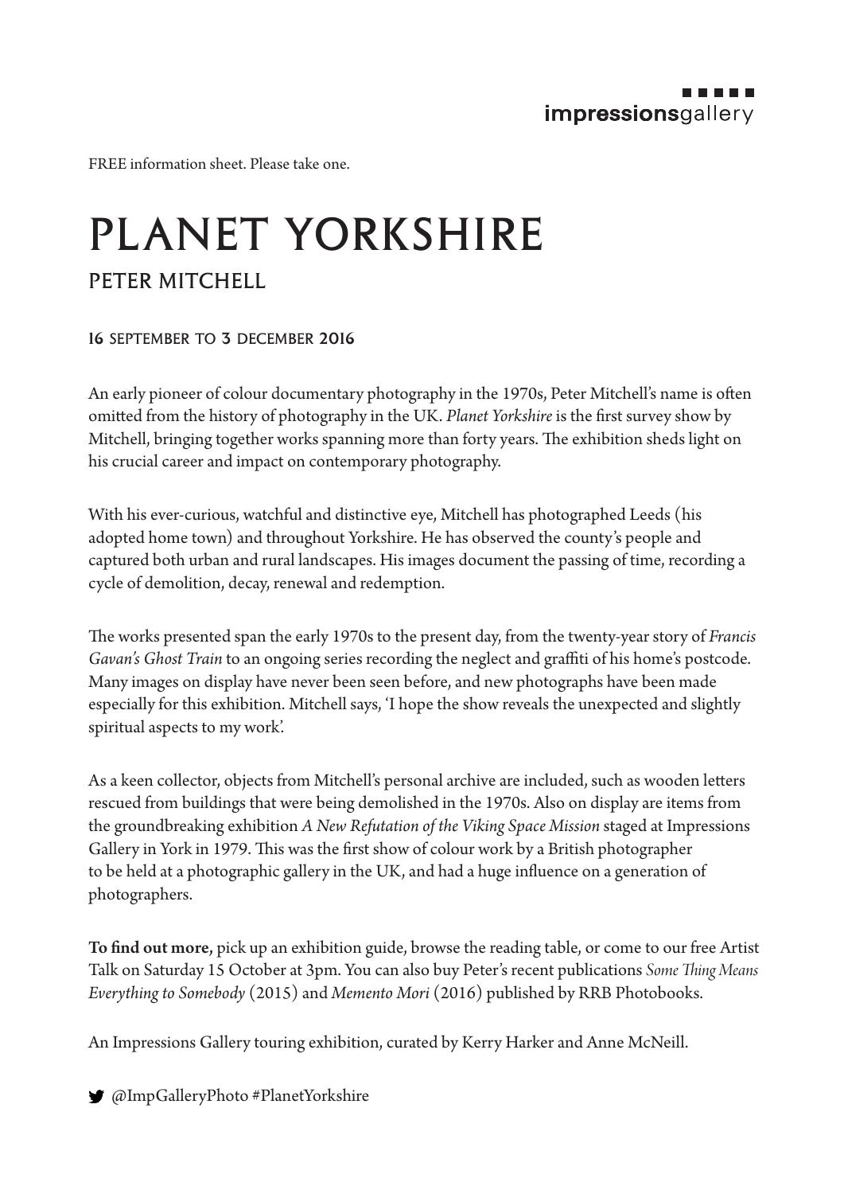impressionsgallery

FREE information sheet. Please take one.

# PLANET YORKSHIRE

## PETER MITCHELL

**16 SEPTEMBER TO 3 DECEMBER 2016**

An early pioneer of colour documentary photography in the 1970s, Peter Mitchell's name is often omitted from the history of photography in the UK. *Planet Yorkshire* is the first survey show by Mitchell, bringing together works spanning more than forty years. The exhibition sheds light on his crucial career and impact on contemporary photography.

With his ever-curious, watchful and distinctive eye, Mitchell has photographed Leeds (his adopted home town) and throughout Yorkshire. He has observed the county's people and captured both urban and rural landscapes. His images document the passing of time, recording a cycle of demolition, decay, renewal and redemption.

The works presented span the early 1970s to the present day, from the twenty-year story of *Francis Gavan's Ghost Train* to an ongoing series recording the neglect and graffiti of his home's postcode. Many images on display have never been seen before, and new photographs have been made especially for this exhibition. Mitchell says, 'I hope the show reveals the unexpected and slightly spiritual aspects to my work'.

As a keen collector, objects from Mitchell's personal archive are included, such as wooden letters rescued from buildings that were being demolished in the 1970s. Also on display are items from the groundbreaking exhibition *A New Refutation of the Viking Space Mission* staged at Impressions Gallery in York in 1979. This was the first show of colour work by a British photographer to be held at a photographic gallery in the UK, and had a huge influence on a generation of photographers.

**To find out more,** pick up an exhibition guide, browse the reading table, or come to our free Artist Talk on Saturday 15 October at 3pm. You can also buy Peter's recent publications *Some Thing Means Everything to Somebody* (2015) and *Memento Mori* (2016) published by RRB Photobooks.

An Impressions Gallery touring exhibition, curated by Kerry Harker and Anne McNeill.

@ImpGalleryPhoto #PlanetYorkshire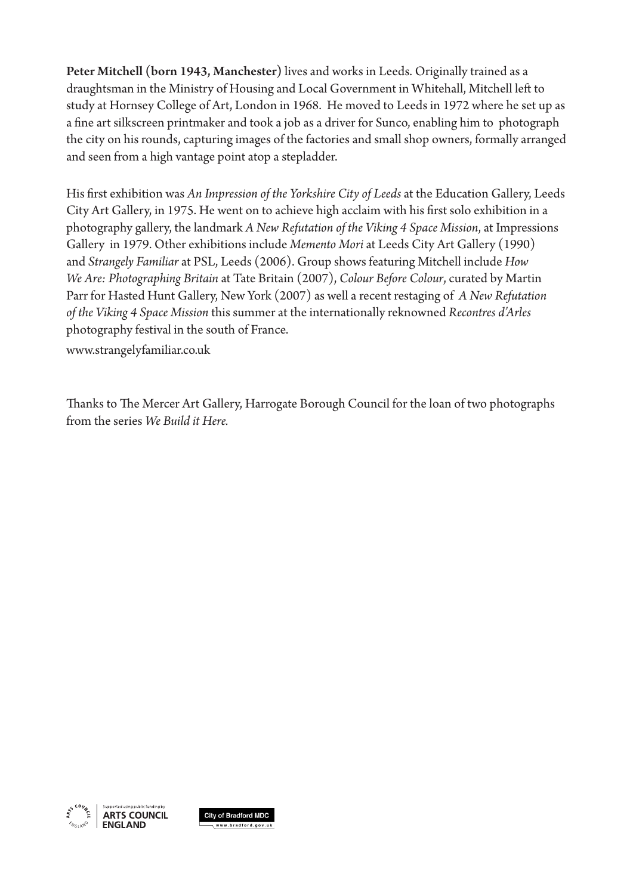**Peter Mitchell (born 1943, Manchester)** lives and works in Leeds. Originally trained as a draughtsman in the Ministry of Housing and Local Government in Whitehall, Mitchell left to study at Hornsey College of Art, London in 1968. He moved to Leeds in 1972 where he set up as a fine art silkscreen printmaker and took a job as a driver for Sunco, enabling him to photograph the city on his rounds, capturing images of the factories and small shop owners, formally arranged and seen from a high vantage point atop a stepladder.

His first exhibition was *An Impression of the Yorkshire City of Leeds* at the Education Gallery, Leeds City Art Gallery, in 1975. He went on to achieve high acclaim with his first solo exhibition in a photography gallery, the landmark *A New Refutation of the Viking 4 Space Mission*, at Impressions Gallery in 1979. Other exhibitions include *Memento Mori* at Leeds City Art Gallery (1990) and *Strangely Familiar* at PSL, Leeds (2006). Group shows featuring Mitchell include *How We Are: Photographing Britain* at Tate Britain (2007), *Colour Before Colour*, curated by Martin Parr for Hasted Hunt Gallery, New York (2007) as well a recent restaging of *A New Refutation of the Viking 4 Space Mission* this summer at the internationally reknowned *Recontres d'Arles* photography festival in the south of France.

www.strangelyfamiliar.co.uk

Thanks to The Mercer Art Gallery, Harrogate Borough Council for the loan of two photographs from the series *We Build it Here.*

Supported using public funding by ARTS COUNCIL ENGLAND

City of Bradford MDC
www.bradford.gov.uk